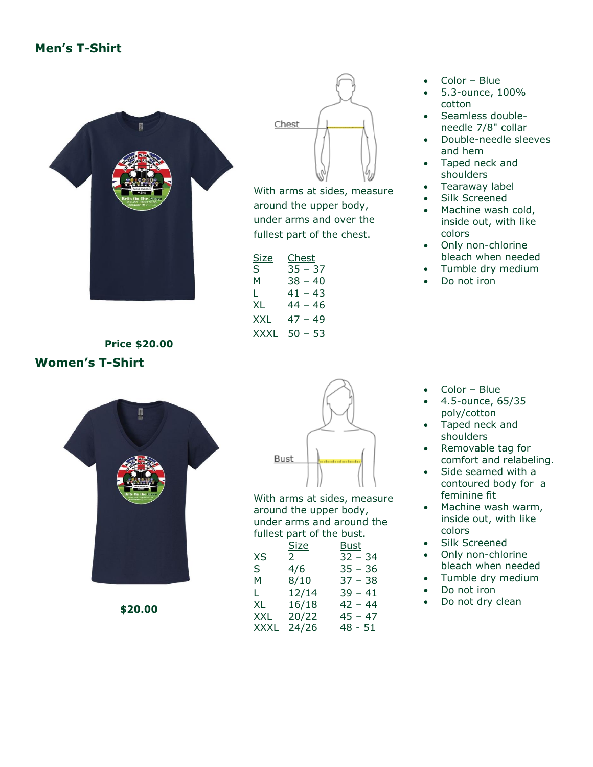## Men's T-Shirt

Chest

With arms at sides, measure around the upper body, under arms and over the fullest part of the chest.

| Size | Chest |
|---|---|
| S | 35 – 37 |
| M | 38 – 40 |
| L | 41 – 43 |
| XL | 44 – 46 |
| XXL | 47 – 49 |
| XXXL | 50 – 53 |

- Color – Blue
- 5.3-ounce, 100% cotton
- Seamless double-needle 7/8" collar
- Double-needle sleeves and hem
- Taped neck and shoulders
- Tearaway label
- Silk Screened
- Machine wash cold, inside out, with like colors
- Only non-chlorine bleach when needed
- Tumble dry medium
- Do not iron

**Price $20.00**

## Women's T-Shirt

Bust

With arms at sides, measure around the upper body, under arms and around the fullest part of the bust.

| | Size | Bust |
|---|---|---|
| XS | 2 | 32 – 34 |
| S | 4/6 | 35 – 36 |
| M | 8/10 | 37 – 38 |
| L | 12/14 | 39 – 41 |
| XL | 16/18 | 42 – 44 |
| XXL | 20/22 | 45 – 47 |
| XXXL | 24/26 | 48 - 51 |

- Color – Blue
- 4.5-ounce, 65/35 poly/cotton
- Taped neck and shoulders
- Removable tag for comfort and relabeling.
- Side seamed with a contoured body for a feminine fit
- Machine wash warm, inside out, with like colors
- Silk Screened
- Only non-chlorine bleach when needed
- Tumble dry medium
- Do not iron
- Do not dry clean

**$20.00**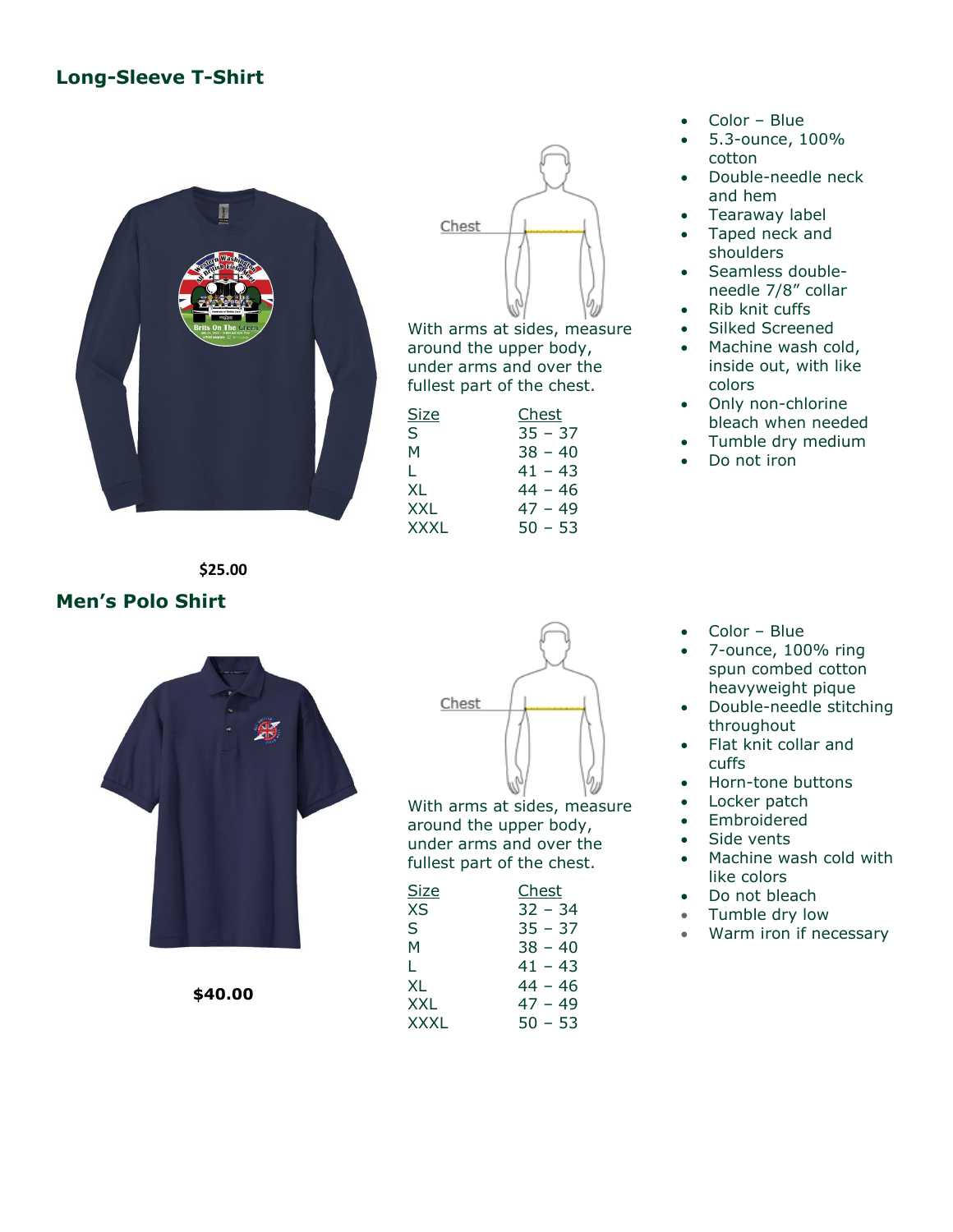## Long-Sleeve T-Shirt

Chest

With arms at sides, measure around the upper body, under arms and over the fullest part of the chest.

| Size | Chest |
| --- | --- |
| S | 35 – 37 |
| M | 38 – 40 |
| L | 41 – 43 |
| XL | 44 – 46 |
| XXL | 47 – 49 |
| XXXL | 50 – 53 |

- Color – Blue
- 5.3-ounce, 100% cotton
- Double-needle neck and hem
- Tearaway label
- Taped neck and shoulders
- Seamless double-needle 7/8" collar
- Rib knit cuffs
- Silked Screened
- Machine wash cold, inside out, with like colors
- Only non-chlorine bleach when needed
- Tumble dry medium
- Do not iron

**$25.00**

## Men's Polo Shirt

Chest

With arms at sides, measure around the upper body, under arms and over the fullest part of the chest.

| Size | Chest |
| --- | --- |
| XS | 32 – 34 |
| S | 35 – 37 |
| M | 38 – 40 |
| L | 41 – 43 |
| XL | 44 – 46 |
| XXL | 47 – 49 |
| XXXL | 50 – 53 |

- Color – Blue
- 7-ounce, 100% ring spun combed cotton heavyweight pique
- Double-needle stitching throughout
- Flat knit collar and cuffs
- Horn-tone buttons
- Locker patch
- Embroidered
- Side vents
- Machine wash cold with like colors
- Do not bleach
- Tumble dry low
- Warm iron if necessary

**$40.00**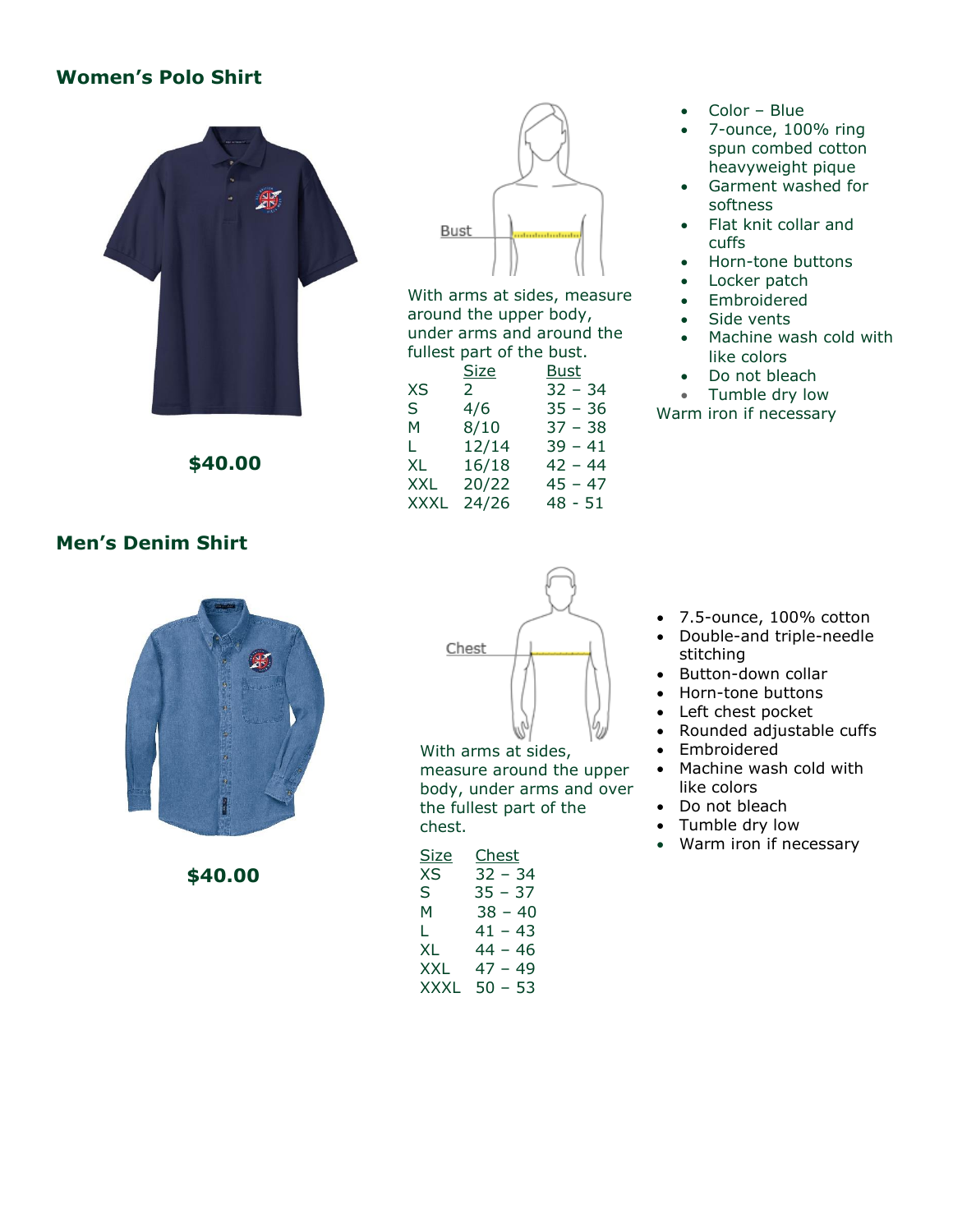## Women's Polo Shirt

**$40.00**

Bust

With arms at sides, measure around the upper body, under arms and around the fullest part of the bust.

| | Size | Bust |
|---|---|---|
| XS | 2 | 32 – 34 |
| S | 4/6 | 35 – 36 |
| M | 8/10 | 37 – 38 |
| L | 12/14 | 39 – 41 |
| XL | 16/18 | 42 – 44 |
| XXL | 20/22 | 45 – 47 |
| XXXL | 24/26 | 48 - 51 |

- Color – Blue
- 7-ounce, 100% ring spun combed cotton heavyweight pique
- Garment washed for softness
- Flat knit collar and cuffs
- Horn-tone buttons
- Locker patch
- Embroidered
- Side vents
- Machine wash cold with like colors
- Do not bleach
- Tumble dry low

Warm iron if necessary

## Men's Denim Shirt

**$40.00**

Chest

With arms at sides, measure around the upper body, under arms and over the fullest part of the chest.

| Size | Chest |
|---|---|
| XS | 32 – 34 |
| S | 35 – 37 |
| M | 38 – 40 |
| L | 41 – 43 |
| XL | 44 – 46 |
| XXL | 47 – 49 |
| XXXL | 50 – 53 |

- 7.5-ounce, 100% cotton
- Double-and triple-needle stitching
- Button-down collar
- Horn-tone buttons
- Left chest pocket
- Rounded adjustable cuffs
- Embroidered
- Machine wash cold with like colors
- Do not bleach
- Tumble dry low
- Warm iron if necessary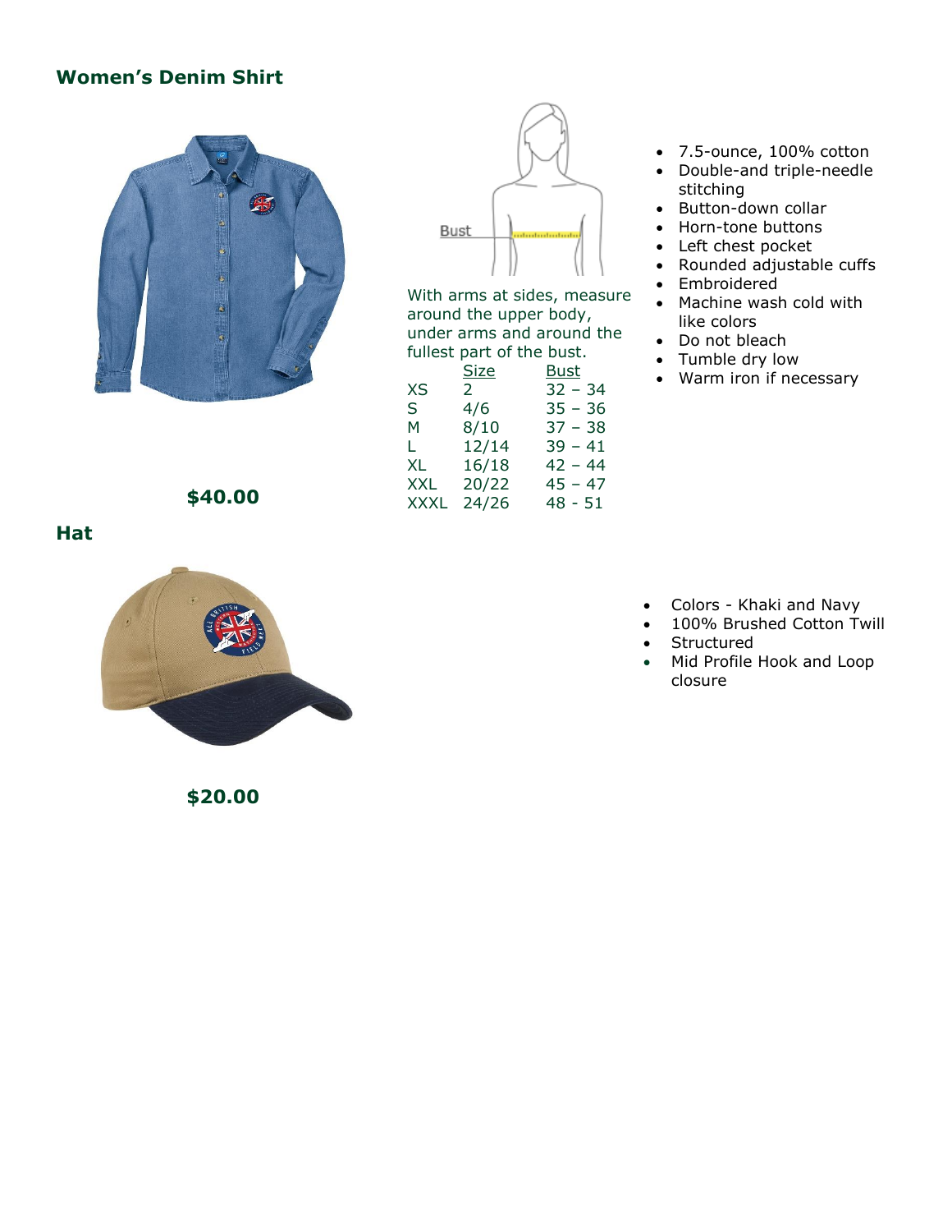## Women's Denim Shirt

**$40.00**

With arms at sides, measure around the upper body, under arms and around the fullest part of the bust.

| | Size | Bust |
|---|---|---|
| XS | 2 | 32 – 34 |
| S | 4/6 | 35 – 36 |
| M | 8/10 | 37 – 38 |
| L | 12/14 | 39 – 41 |
| XL | 16/18 | 42 – 44 |
| XXL | 20/22 | 45 – 47 |
| XXXL | 24/26 | 48 - 51 |

- 7.5-ounce, 100% cotton
- Double-and triple-needle stitching
- Button-down collar
- Horn-tone buttons
- Left chest pocket
- Rounded adjustable cuffs
- Embroidered
- Machine wash cold with like colors
- Do not bleach
- Tumble dry low
- Warm iron if necessary

## Hat

**$20.00**

- Colors - Khaki and Navy
- 100% Brushed Cotton Twill
- Structured
- Mid Profile Hook and Loop closure